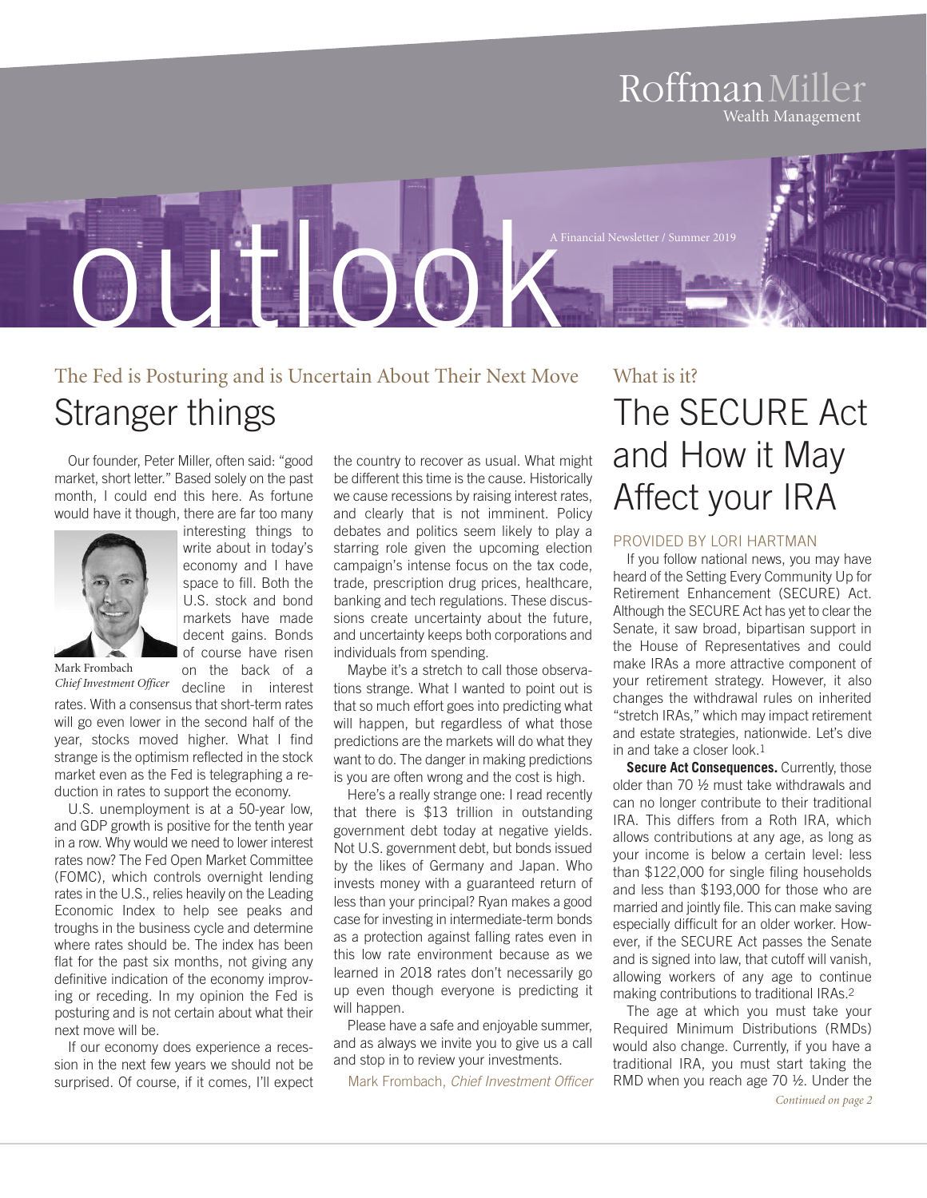Roffman Miller
Wealth Management

# outlook

A Financial Newsletter / Summer 2019

### The Fed is Posturing and is Uncertain About Their Next Move

## Stranger things

Our founder, Peter Miller, often said: "good market, short letter." Based solely on the past month, I could end this here. As fortune would have it though, there are far too many interesting things to write about in today's economy and I have space to fill. Both the U.S. stock and bond markets have made decent gains. Bonds of course have risen on the back of a decline in interest rates. With a consensus that short-term rates will go even lower in the second half of the year, stocks moved higher. What I find strange is the optimism reflected in the stock market even as the Fed is telegraphing a reduction in rates to support the economy.

Mark Frombach
*Chief Investment Officer*

U.S. unemployment is at a 50-year low, and GDP growth is positive for the tenth year in a row. Why would we need to lower interest rates now? The Fed Open Market Committee (FOMC), which controls overnight lending rates in the U.S., relies heavily on the Leading Economic Index to help see peaks and troughs in the business cycle and determine where rates should be. The index has been flat for the past six months, not giving any definitive indication of the economy improving or receding. In my opinion the Fed is posturing and is not certain about what their next move will be.

If our economy does experience a recession in the next few years we should not be surprised. Of course, if it comes, I'll expect the country to recover as usual. What might be different this time is the cause. Historically we cause recessions by raising interest rates, and clearly that is not imminent. Policy debates and politics seem likely to play a starring role given the upcoming election campaign's intense focus on the tax code, trade, prescription drug prices, healthcare, banking and tech regulations. These discussions create uncertainty about the future, and uncertainty keeps both corporations and individuals from spending.

Maybe it's a stretch to call those observations strange. What I wanted to point out is that so much effort goes into predicting what will happen, but regardless of what those predictions are the markets will do what they want to do. The danger in making predictions is you are often wrong and the cost is high.

Here's a really strange one: I read recently that there is $13 trillion in outstanding government debt today at negative yields. Not U.S. government debt, but bonds issued by the likes of Germany and Japan. Who invests money with a guaranteed return of less than your principal? Ryan makes a good case for investing in intermediate-term bonds as a protection against falling rates even in this low rate environment because as we learned in 2018 rates don't necessarily go up even though everyone is predicting it will happen.

Please have a safe and enjoyable summer, and as always we invite you to give us a call and stop in to review your investments.

Mark Frombach, *Chief Investment Officer*

### What is it?

## The SECURE Act and How it May Affect your IRA

PROVIDED BY LORI HARTMAN

If you follow national news, you may have heard of the Setting Every Community Up for Retirement Enhancement (SECURE) Act. Although the SECURE Act has yet to clear the Senate, it saw broad, bipartisan support in the House of Representatives and could make IRAs a more attractive component of your retirement strategy. However, it also changes the withdrawal rules on inherited "stretch IRAs," which may impact retirement and estate strategies, nationwide. Let's dive in and take a closer look.[1]

**Secure Act Consequences.** Currently, those older than 70 ½ must take withdrawals and can no longer contribute to their traditional IRA. This differs from a Roth IRA, which allows contributions at any age, as long as your income is below a certain level: less than $122,000 for single filing households and less than $193,000 for those who are married and jointly file. This can make saving especially difficult for an older worker. However, if the SECURE Act passes the Senate and is signed into law, that cutoff will vanish, allowing workers of any age to continue making contributions to traditional IRAs.[2]

The age at which you must take your Required Minimum Distributions (RMDs) would also change. Currently, if you have a traditional IRA, you must start taking the RMD when you reach age 70 ½. Under the

*Continued on page 2*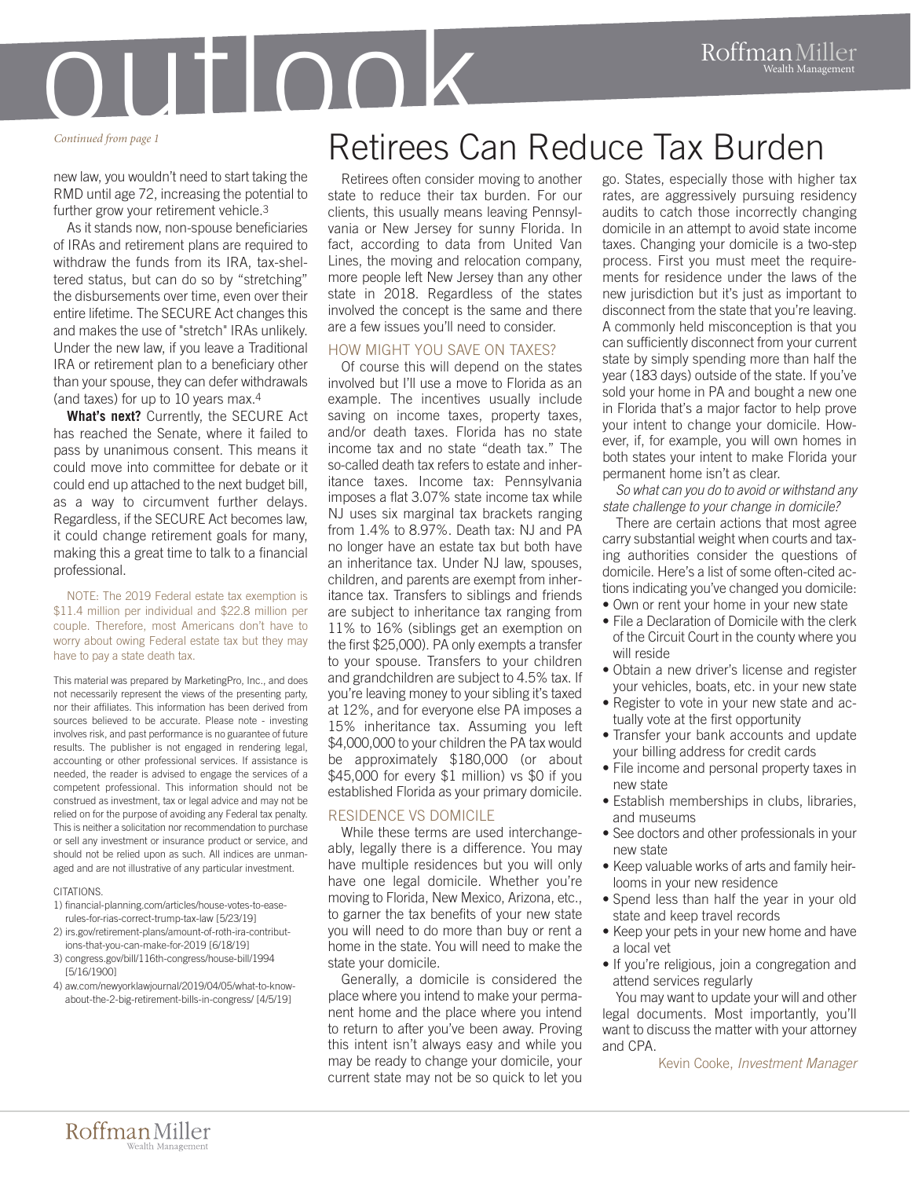*Continued from page 1*

new law, you wouldn't need to start taking the RMD until age 72, increasing the potential to further grow your retirement vehicle.[3]

As it stands now, non-spouse beneficiaries of IRAs and retirement plans are required to withdraw the funds from its IRA, tax-sheltered status, but can do so by "stretching" the disbursements over time, even over their entire lifetime. The SECURE Act changes this and makes the use of "stretch" IRAs unlikely. Under the new law, if you leave a Traditional IRA or retirement plan to a beneficiary other than your spouse, they can defer withdrawals (and taxes) for up to 10 years max.[4]

**What's next?** Currently, the SECURE Act has reached the Senate, where it failed to pass by unanimous consent. This means it could move into committee for debate or it could end up attached to the next budget bill, as a way to circumvent further delays. Regardless, if the SECURE Act becomes law, it could change retirement goals for many, making this a great time to talk to a financial professional.

NOTE: The 2019 Federal estate tax exemption is $11.4 million per individual and $22.8 million per couple. Therefore, most Americans don't have to worry about owing Federal estate tax but they may have to pay a state death tax.

This material was prepared by MarketingPro, Inc., and does not necessarily represent the views of the presenting party, nor their affiliates. This information has been derived from sources believed to be accurate. Please note - investing involves risk, and past performance is no guarantee of future results. The publisher is not engaged in rendering legal, accounting or other professional services. If assistance is needed, the reader is advised to engage the services of a competent professional. This information should not be construed as investment, tax or legal advice and may not be relied on for the purpose of avoiding any Federal tax penalty. This is neither a solicitation nor recommendation to purchase or sell any investment or insurance product or service, and should not be relied upon as such. All indices are unmanaged and are not illustrative of any particular investment.

CITATIONS.

1) financial-planning.com/articles/house-votes-to-ease-rules-for-iras-correct-trump-tax-law [5/23/19]
2) irs.gov/retirement-plans/amount-of-roth-ira-contributions-that-you-can-make-for-2019 [6/18/19]
3) congress.gov/bill/116th-congress/house-bill/1994 [5/16/1900]
4) aw.com/newyorklawjournal/2019/04/05/what-to-know-about-the-2-big-retirement-bills-in-congress/ [4/5/19]

# Retirees Can Reduce Tax Burden

Retirees often consider moving to another state to reduce their tax burden. For our clients, this usually means leaving Pennsylvania or New Jersey for sunny Florida. In fact, according to data from United Van Lines, the moving and relocation company, more people left New Jersey than any other state in 2018. Regardless of the states involved the concept is the same and there are a few issues you'll need to consider.

## HOW MIGHT YOU SAVE ON TAXES?

Of course this will depend on the states involved but I'll use a move to Florida as an example. The incentives usually include saving on income taxes, property taxes, and/or death taxes. Florida has no state income tax and no state "death tax." The so-called death tax refers to estate and inheritance taxes. Income tax: Pennsylvania imposes a flat 3.07% state income tax while NJ uses six marginal tax brackets ranging from 1.4% to 8.97%. Death tax: NJ and PA no longer have an estate tax but both have an inheritance tax. Under NJ law, spouses, children, and parents are exempt from inheritance tax. Transfers to siblings and friends are subject to inheritance tax ranging from 11% to 16% (siblings get an exemption on the first $25,000). PA only exempts a transfer to your spouse. Transfers to your children and grandchildren are subject to 4.5% tax. If you're leaving money to your sibling it's taxed at 12%, and for everyone else PA imposes a 15% inheritance tax. Assuming you left $4,000,000 to your children the PA tax would be approximately $180,000 (or about $45,000 for every $1 million) vs $0 if you established Florida as your primary domicile.

## RESIDENCE VS DOMICILE

While these terms are used interchangeably, legally there is a difference. You may have multiple residences but you will only have one legal domicile. Whether you're moving to Florida, New Mexico, Arizona, etc., to garner the tax benefits of your new state you will need to do more than buy or rent a home in the state. You will need to make the state your domicile.

Generally, a domicile is considered the place where you intend to make your permanent home and the place where you intend to return to after you've been away. Proving this intent isn't always easy and while you may be ready to change your domicile, your current state may not be so quick to let you go. States, especially those with higher tax rates, are aggressively pursuing residency audits to catch those incorrectly changing domicile in an attempt to avoid state income taxes. Changing your domicile is a two-step process. First you must meet the requirements for residence under the laws of the new jurisdiction but it's just as important to disconnect from the state that you're leaving. A commonly held misconception is that you can sufficiently disconnect from your current state by simply spending more than half the year (183 days) outside of the state. If you've sold your home in PA and bought a new one in Florida that's a major factor to help prove your intent to change your domicile. However, if, for example, you will own homes in both states your intent to make Florida your permanent home isn't as clear.

*So what can you do to avoid or withstand any state challenge to your change in domicile?*

There are certain actions that most agree carry substantial weight when courts and taxing authorities consider the questions of domicile. Here's a list of some often-cited actions indicating you've changed you domicile:

- Own or rent your home in your new state
- File a Declaration of Domicile with the clerk of the Circuit Court in the county where you will reside
- Obtain a new driver's license and register your vehicles, boats, etc. in your new state
- Register to vote in your new state and actually vote at the first opportunity
- Transfer your bank accounts and update your billing address for credit cards
- File income and personal property taxes in new state
- Establish memberships in clubs, libraries, and museums
- See doctors and other professionals in your new state
- Keep valuable works of arts and family heirlooms in your new residence
- Spend less than half the year in your old state and keep travel records
- Keep your pets in your new home and have a local vet
- If you're religious, join a congregation and attend services regularly

You may want to update your will and other legal documents. Most importantly, you'll want to discuss the matter with your attorney and CPA.

Kevin Cooke, *Investment Manager*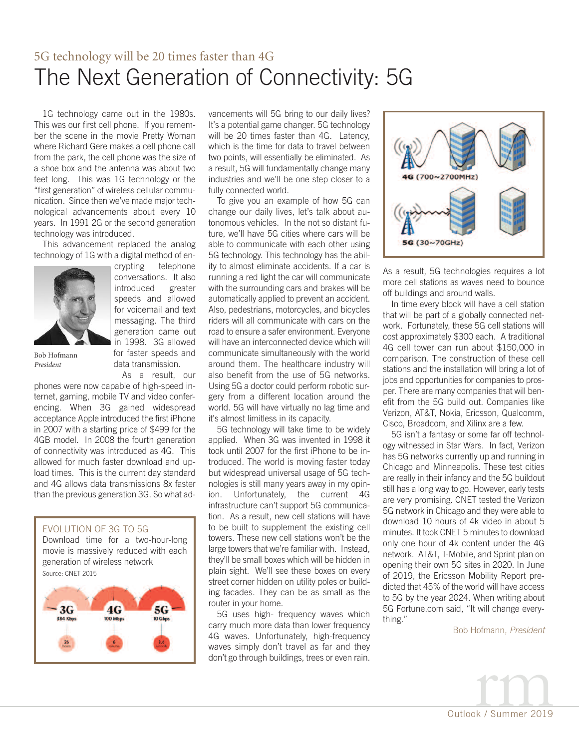5G technology will be 20 times faster than 4G

# The Next Generation of Connectivity: 5G

1G technology came out in the 1980s. This was our first cell phone. If you remember the scene in the movie Pretty Woman where Richard Gere makes a cell phone call from the park, the cell phone was the size of a shoe box and the antenna was about two feet long. This was 1G technology or the "first generation" of wireless cellular communication. Since then we've made major technological advancements about every 10 years. In 1991 2G or the second generation technology was introduced.

This advancement replaced the analog technology of 1G with a digital method of encrypting telephone conversations. It also introduced greater speeds and allowed for voicemail and text messaging. The third generation came out in 1998. 3G allowed for faster speeds and data transmission.

Bob Hofmann
*President*

As a result, our phones were now capable of high-speed internet, gaming, mobile TV and video conferencing. When 3G gained widespread acceptance Apple introduced the first iPhone in 2007 with a starting price of $499 for the 4GB model. In 2008 the fourth generation of connectivity was introduced as 4G. This allowed for much faster download and upload times. This is the current day standard and 4G allows data transmissions 8x faster than the previous generation 3G. So what advancements will 5G bring to our daily lives? It's a potential game changer. 5G technology will be 20 times faster than 4G. Latency, which is the time for data to travel between two points, will essentially be eliminated. As a result, 5G will fundamentally change many industries and we'll be one step closer to a fully connected world.

To give you an example of how 5G can change our daily lives, let's talk about autonomous vehicles. In the not so distant future, we'll have 5G cities where cars will be able to communicate with each other using 5G technology. This technology has the ability to almost eliminate accidents. If a car is running a red light the car will communicate with the surrounding cars and brakes will be automatically applied to prevent an accident. Also, pedestrians, motorcycles, and bicycles riders will all communicate with cars on the road to ensure a safer environment. Everyone will have an interconnected device which will communicate simultaneously with the world around them. The healthcare industry will also benefit from the use of 5G networks. Using 5G a doctor could perform robotic surgery from a different location around the world. 5G will have virtually no lag time and it's almost limitless in its capacity.

5G technology will take time to be widely applied. When 3G was invented in 1998 it took until 2007 for the first iPhone to be introduced. The world is moving faster today but widespread universal usage of 5G technologies is still many years away in my opinion. Unfortunately, the current 4G infrastructure can't support 5G communication. As a result, new cell stations will have to be built to supplement the existing cell towers. These new cell stations won't be the large towers that we're familiar with. Instead, they'll be small boxes which will be hidden in plain sight. We'll see these boxes on every street corner hidden on utility poles or building facades. They can be as small as the router in your home.

5G uses high- frequency waves which carry much more data than lower frequency 4G waves. Unfortunately, high-frequency waves simply don't travel as far and they don't go through buildings, trees or even rain.

4G (700~2700MHz)

5G (30~70GHz)

As a result, 5G technologies requires a lot more cell stations as waves need to bounce off buildings and around walls.

In time every block will have a cell station that will be part of a globally connected network. Fortunately, these 5G cell stations will cost approximately $300 each. A traditional 4G cell tower can run about $150,000 in comparison. The construction of these cell stations and the installation will bring a lot of jobs and opportunities for companies to prosper. There are many companies that will benefit from the 5G build out. Companies like Verizon, AT&T, Nokia, Ericsson, Qualcomm, Cisco, Broadcom, and Xilinx are a few.

5G isn't a fantasy or some far off technology witnessed in Star Wars. In fact, Verizon has 5G networks currently up and running in Chicago and Minneapolis. These test cities are really in their infancy and the 5G buildout still has a long way to go. However, early tests are very promising. CNET tested the Verizon 5G network in Chicago and they were able to download 10 hours of 4k video in about 5 minutes. It took CNET 5 minutes to download only one hour of 4k content under the 4G network. AT&T, T-Mobile, and Sprint plan on opening their own 5G sites in 2020. In June of 2019, the Ericsson Mobility Report predicted that 45% of the world will have access to 5G by the year 2024. When writing about 5G Fortune.com said, "It will change everything."

Bob Hofmann, *President*

---

EVOLUTION OF 3G TO 5G

Download time for a two-hour-long movie is massively reduced with each generation of wireless network

Source: CNET 2015

| 3G | 4G | 5G |
|---|---|---|
| 384 Kbps | 100 Mbps | 10 Gbps |
| 26 hours | 6 minutes | 3.6 seconds |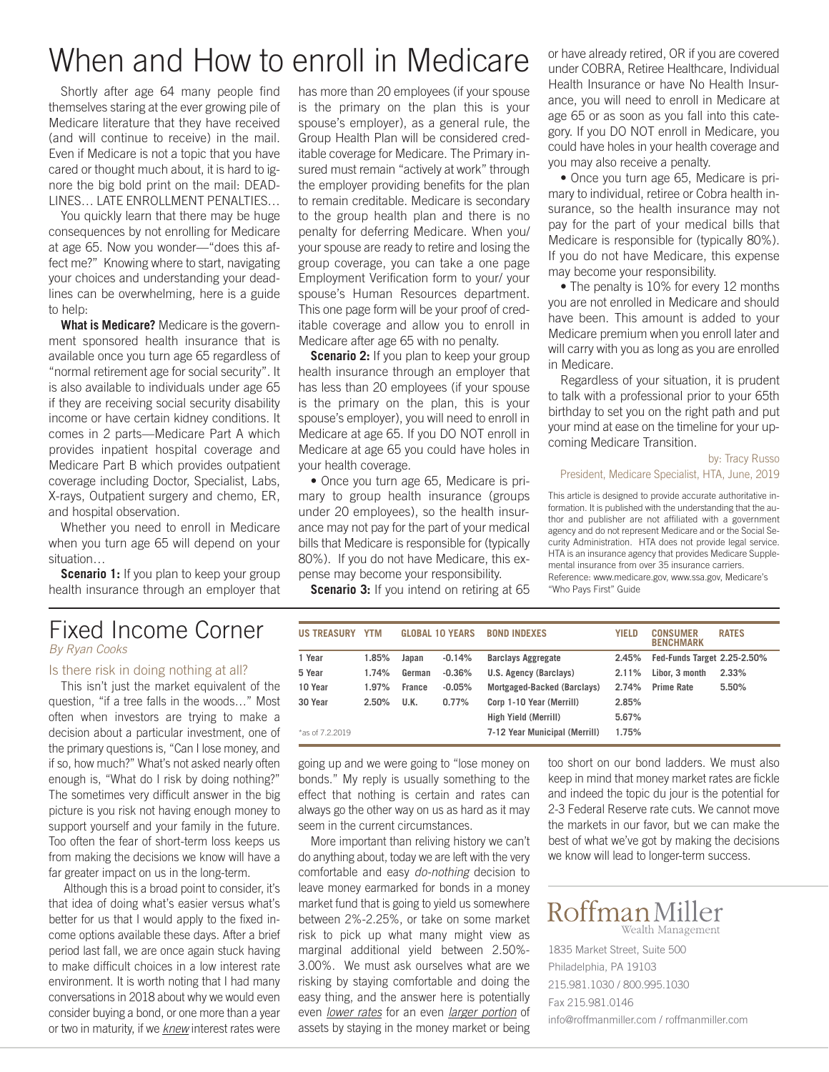# When and How to enroll in Medicare

Shortly after age 64 many people find themselves staring at the ever growing pile of Medicare literature that they have received (and will continue to receive) in the mail. Even if Medicare is not a topic that you have cared or thought much about, it is hard to ignore the big bold print on the mail: DEADLINES… LATE ENROLLMENT PENALTIES…

You quickly learn that there may be huge consequences by not enrolling for Medicare at age 65. Now you wonder—"does this affect me?" Knowing where to start, navigating your choices and understanding your deadlines can be overwhelming, here is a guide to help:

**What is Medicare?** Medicare is the government sponsored health insurance that is available once you turn age 65 regardless of "normal retirement age for social security". It is also available to individuals under age 65 if they are receiving social security disability income or have certain kidney conditions. It comes in 2 parts—Medicare Part A which provides inpatient hospital coverage and Medicare Part B which provides outpatient coverage including Doctor, Specialist, Labs, X-rays, Outpatient surgery and chemo, ER, and hospital observation.

Whether you need to enroll in Medicare when you turn age 65 will depend on your situation…

**Scenario 1:** If you plan to keep your group health insurance through an employer that has more than 20 employees (if your spouse is the primary on the plan this is your spouse's employer), as a general rule, the Group Health Plan will be considered creditable coverage for Medicare. The Primary insured must remain "actively at work" through the employer providing benefits for the plan to remain creditable. Medicare is secondary to the group health plan and there is no penalty for deferring Medicare. When you/ your spouse are ready to retire and losing the group coverage, you can take a one page Employment Verification form to your/ your spouse's Human Resources department. This one page form will be your proof of creditable coverage and allow you to enroll in Medicare after age 65 with no penalty.

**Scenario 2:** If you plan to keep your group health insurance through an employer that has less than 20 employees (if your spouse is the primary on the plan, this is your spouse's employer), you will need to enroll in Medicare at age 65. If you DO NOT enroll in Medicare at age 65 you could have holes in your health coverage.

- Once you turn age 65, Medicare is primary to group health insurance (groups under 20 employees), so the health insurance may not pay for the part of your medical bills that Medicare is responsible for (typically 80%). If you do not have Medicare, this expense may become your responsibility.

**Scenario 3:** If you intend on retiring at 65 or have already retired, OR if you are covered under COBRA, Retiree Healthcare, Individual Health Insurance or have No Health Insurance, you will need to enroll in Medicare at age 65 or as soon as you fall into this category. If you DO NOT enroll in Medicare, you could have holes in your health coverage and you may also receive a penalty.

- Once you turn age 65, Medicare is primary to individual, retiree or Cobra health insurance, so the health insurance may not pay for the part of your medical bills that Medicare is responsible for (typically 80%). If you do not have Medicare, this expense may become your responsibility.
- The penalty is 10% for every 12 months you are not enrolled in Medicare and should have been. This amount is added to your Medicare premium when you enroll later and will carry with you as long as you are enrolled in Medicare.

Regardless of your situation, it is prudent to talk with a professional prior to your 65th birthday to set you on the right path and put your mind at ease on the timeline for your upcoming Medicare Transition.

by: Tracy Russo
President, Medicare Specialist, HTA, June, 2019

This article is designed to provide accurate authoritative information. It is published with the understanding that the author and publisher are not affiliated with a government agency and do not represent Medicare and or the Social Security Administration. HTA does not provide legal service. HTA is an insurance agency that provides Medicare Supplemental insurance from over 35 insurance carriers.
Reference: www.medicare.gov, www.ssa.gov, Medicare's "Who Pays First" Guide

# Fixed Income Corner

*By Ryan Cooks*

| US TREASURY | YTM | GLOBAL 10 YEARS | | BOND INDEXES | YIELD | CONSUMER BENCHMARK | RATES |
|---|---|---|---|---|---|---|---|
| 1 Year | 1.85% | Japan | -0.14% | Barclays Aggregate | 2.45% | Fed-Funds Target | 2.25-2.50% |
| 5 Year | 1.74% | German | -0.36% | U.S. Agency (Barclays) | 2.11% | Libor, 3 month | 2.33% |
| 10 Year | 1.97% | France | -0.05% | Mortgaged-Backed (Barclays) | 2.74% | Prime Rate | 5.50% |
| 30 Year | 2.50% | U.K. | 0.77% | Corp 1-10 Year (Merrill) | 2.85% | | |
| | | | | High Yield (Merrill) | 5.67% | | |
| *as of 7.2.2019 | | | | 7-12 Year Municipal (Merrill) | 1.75% | | |

## Is there risk in doing nothing at all?

This isn't just the market equivalent of the question, "if a tree falls in the woods…" Most often when investors are trying to make a decision about a particular investment, one of the primary questions is, "Can I lose money, and if so, how much?" What's not asked nearly often enough is, "What do I risk by doing nothing?" The sometimes very difficult answer in the big picture is you risk not having enough money to support yourself and your family in the future. Too often the fear of short-term loss keeps us from making the decisions we know will have a far greater impact on us in the long-term.

Although this is a broad point to consider, it's that idea of doing what's easier versus what's better for us that I would apply to the fixed income options available these days. After a brief period last fall, we are once again stuck having to make difficult choices in a low interest rate environment. It is worth noting that I had many conversations in 2018 about why we would even consider buying a bond, or one more than a year or two in maturity, if we *knew* interest rates were going up and we were going to "lose money on bonds." My reply is usually something to the effect that nothing is certain and rates can always go the other way on us as hard as it may seem in the current circumstances.

More important than reliving history we can't do anything about, today we are left with the very comfortable and easy *do-nothing* decision to leave money earmarked for bonds in a money market fund that is going to yield us somewhere between 2%-2.25%, or take on some market risk to pick up what many might view as marginal additional yield between 2.50%-3.00%. We must ask ourselves what are we risking by staying comfortable and doing the easy thing, and the answer here is potentially even *lower rates* for an even *larger portion* of assets by staying in the money market or being too short on our bond ladders. We must also keep in mind that money market rates are fickle and indeed the topic du jour is the potential for 2-3 Federal Reserve rate cuts. We cannot move the markets in our favor, but we can make the best of what we've got by making the decisions we know will lead to longer-term success.

Roffman Miller
Wealth Management

1835 Market Street, Suite 500
Philadelphia, PA 19103
215.981.1030 / 800.995.1030
Fax 215.981.0146
info@roffmanmiller.com / roffmanmiller.com